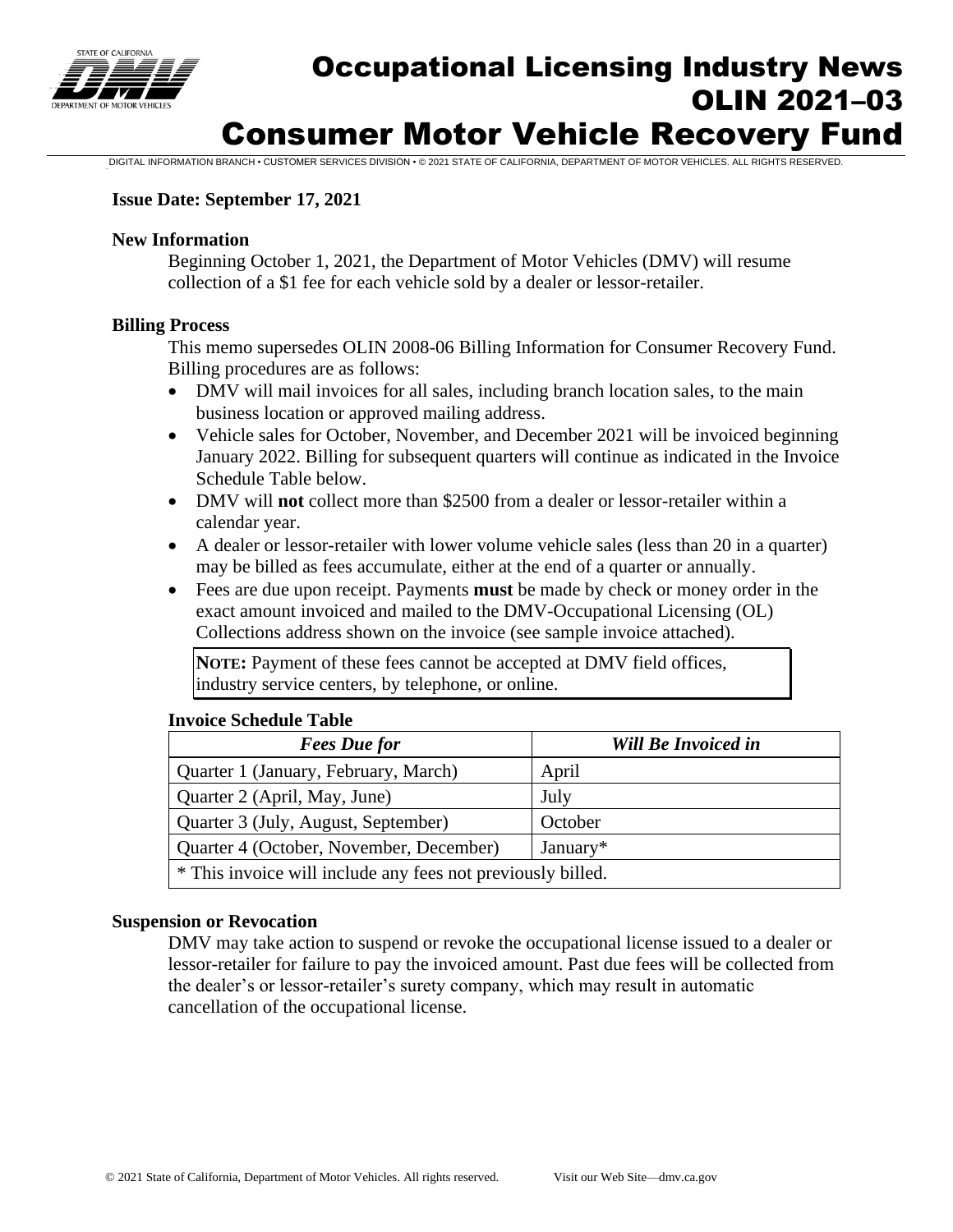# Occupational Licensing Industry News
# OLIN 2021–03
# Consumer Motor Vehicle Recovery Fund

DIGITAL INFORMATION BRANCH • CUSTOMER SERVICES DIVISION • © 2021 STATE OF CALIFORNIA, DEPARTMENT OF MOTOR VEHICLES. ALL RIGHTS RESERVED.

**Issue Date: September 17, 2021**

### New Information

Beginning October 1, 2021, the Department of Motor Vehicles (DMV) will resume collection of a $1 fee for each vehicle sold by a dealer or lessor-retailer.

### Billing Process

This memo supersedes OLIN 2008-06 Billing Information for Consumer Recovery Fund. Billing procedures are as follows:

- DMV will mail invoices for all sales, including branch location sales, to the main business location or approved mailing address.
- Vehicle sales for October, November, and December 2021 will be invoiced beginning January 2022. Billing for subsequent quarters will continue as indicated in the Invoice Schedule Table below.
- DMV will **not** collect more than $2500 from a dealer or lessor-retailer within a calendar year.
- A dealer or lessor-retailer with lower volume vehicle sales (less than 20 in a quarter) may be billed as fees accumulate, either at the end of a quarter or annually.
- Fees are due upon receipt. Payments **must** be made by check or money order in the exact amount invoiced and mailed to the DMV-Occupational Licensing (OL) Collections address shown on the invoice (see sample invoice attached).

**NOTE:** Payment of these fees cannot be accepted at DMV field offices, industry service centers, by telephone, or online.

**Invoice Schedule Table**

| *Fees Due for* | *Will Be Invoiced in* |
|---|---|
| Quarter 1 (January, February, March) | April |
| Quarter 2 (April, May, June) | July |
| Quarter 3 (July, August, September) | October |
| Quarter 4 (October, November, December) | January* |
| * This invoice will include any fees not previously billed. | |

### Suspension or Revocation

DMV may take action to suspend or revoke the occupational license issued to a dealer or lessor-retailer for failure to pay the invoiced amount. Past due fees will be collected from the dealer's or lessor-retailer's surety company, which may result in automatic cancellation of the occupational license.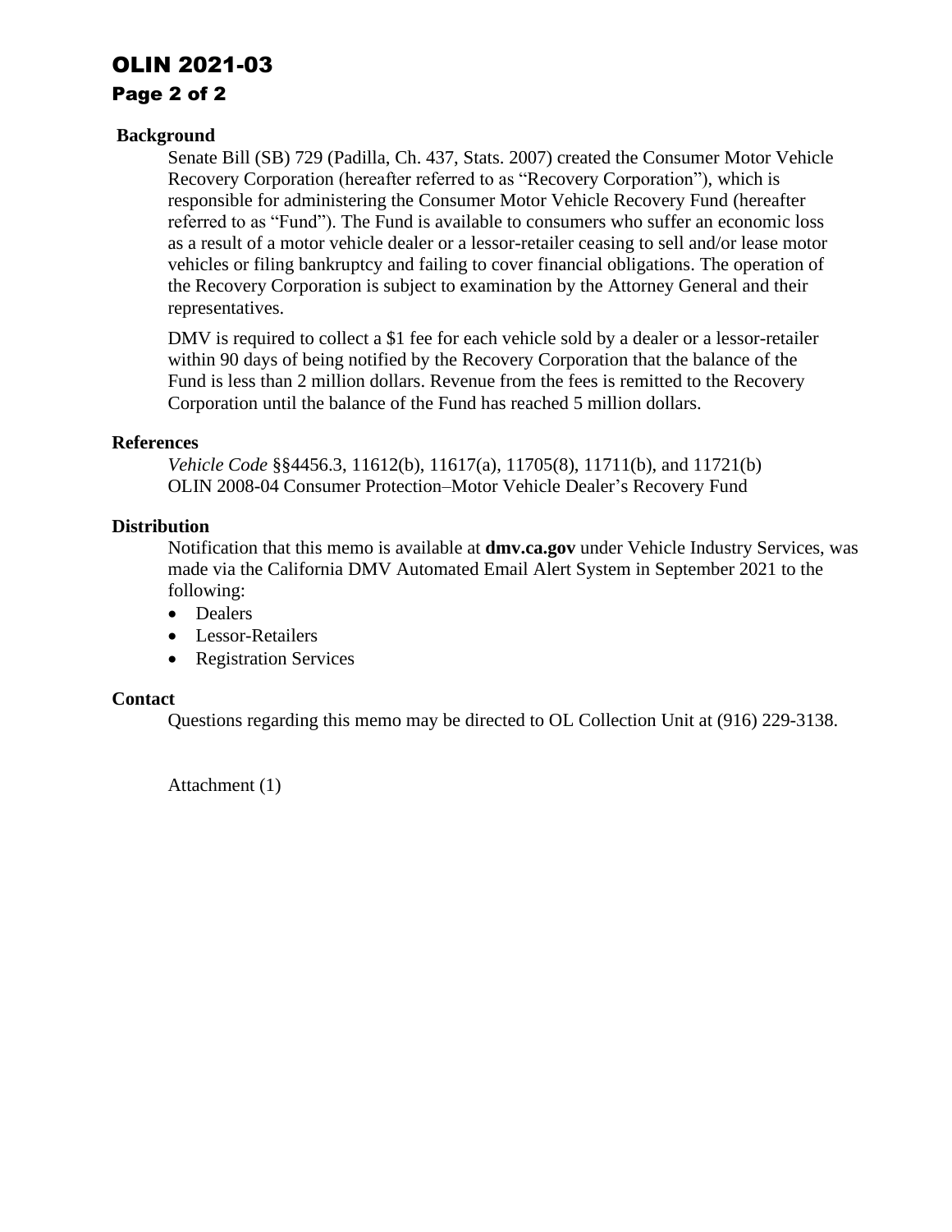## Background

Senate Bill (SB) 729 (Padilla, Ch. 437, Stats. 2007) created the Consumer Motor Vehicle Recovery Corporation (hereafter referred to as “Recovery Corporation”), which is responsible for administering the Consumer Motor Vehicle Recovery Fund (hereafter referred to as “Fund”). The Fund is available to consumers who suffer an economic loss as a result of a motor vehicle dealer or a lessor-retailer ceasing to sell and/or lease motor vehicles or filing bankruptcy and failing to cover financial obligations. The operation of the Recovery Corporation is subject to examination by the Attorney General and their representatives.

DMV is required to collect a $1 fee for each vehicle sold by a dealer or a lessor-retailer within 90 days of being notified by the Recovery Corporation that the balance of the Fund is less than 2 million dollars. Revenue from the fees is remitted to the Recovery Corporation until the balance of the Fund has reached 5 million dollars.

## References

*Vehicle Code* §§4456.3, 11612(b), 11617(a), 11705(8), 11711(b), and 11721(b)
OLIN 2008-04 Consumer Protection–Motor Vehicle Dealer’s Recovery Fund

## Distribution

Notification that this memo is available at **dmv.ca.gov** under Vehicle Industry Services, was made via the California DMV Automated Email Alert System in September 2021 to the following:

- Dealers
- Lessor-Retailers
- Registration Services

## Contact

Questions regarding this memo may be directed to OL Collection Unit at (916) 229-3138.

Attachment (1)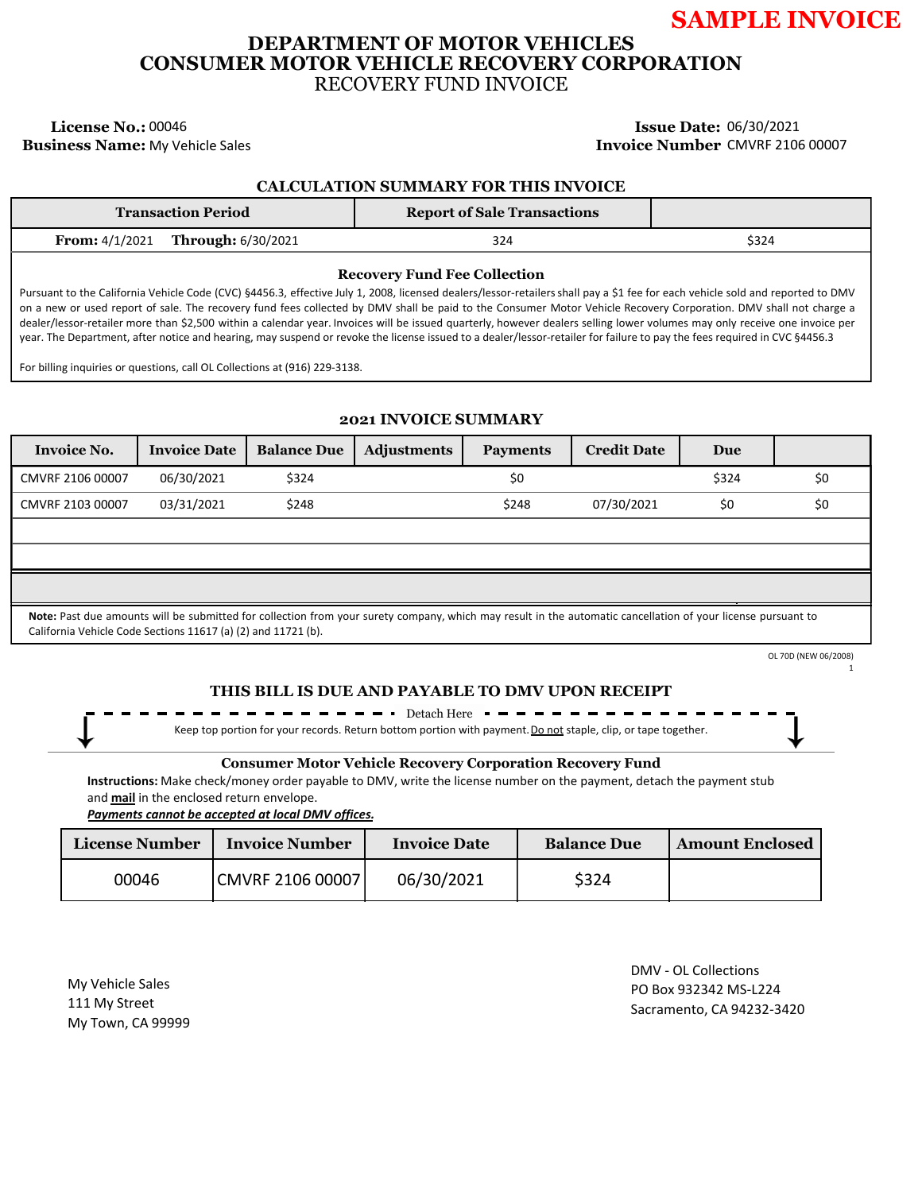**SAMPLE INVOICE**

# DEPARTMENT OF MOTOR VEHICLES
# CONSUMER MOTOR VEHICLE RECOVERY CORPORATION
## RECOVERY FUND INVOICE

**License No.:** 00046
**Business Name:** My Vehicle Sales

**Issue Date:** 06/30/2021
**Invoice Number** CMVRF 2106 00007

### CALCULATION SUMMARY FOR THIS INVOICE

| Transaction Period | Report of Sale Transactions | |
|---|---|---|
| **From:** 4/1/2021 **Through:** 6/30/2021 | 324 | $324 |

**Recovery Fund Fee Collection**

Pursuant to the California Vehicle Code (CVC) §4456.3, effective July 1, 2008, licensed dealers/lessor-retailers shall pay a $1 fee for each vehicle sold and reported to DMV on a new or used report of sale. The recovery fund fees collected by DMV shall be paid to the Consumer Motor Vehicle Recovery Corporation. DMV shall not charge a dealer/lessor-retailer more than $2,500 within a calendar year. Invoices will be issued quarterly, however dealers selling lower volumes may only receive one invoice per year. The Department, after notice and hearing, may suspend or revoke the license issued to a dealer/lessor-retailer for failure to pay the fees required in CVC §4456.3

For billing inquiries or questions, call OL Collections at (916) 229-3138.

### 2021 INVOICE SUMMARY

| Invoice No. | Invoice Date | Balance Due | Adjustments | Payments | Credit Date | Due | |
|---|---|---|---|---|---|---|---|
| CMVRF 2106 00007 | 06/30/2021 | $324 | | $0 | | $324 | $0 |
| CMVRF 2103 00007 | 03/31/2021 | $248 | | $248 | 07/30/2021 | $0 | $0 |

**Note:** Past due amounts will be submitted for collection from your surety company, which may result in the automatic cancellation of your license pursuant to California Vehicle Code Sections 11617 (a) (2) and 11721 (b).

OL 70D (NEW 06/2008)

### THIS BILL IS DUE AND PAYABLE TO DMV UPON RECEIPT

Detach Here

Keep top portion for your records. Return bottom portion with payment. Do not staple, clip, or tape together.

### Consumer Motor Vehicle Recovery Corporation Recovery Fund

**Instructions:** Make check/money order payable to DMV, write the license number on the payment, detach the payment stub and **mail** in the enclosed return envelope.

***Payments cannot be accepted at local DMV offices.***

| License Number | Invoice Number | Invoice Date | Balance Due | Amount Enclosed |
|---|---|---|---|---|
| 00046 | CMVRF 2106 00007 | 06/30/2021 | $324 | |

My Vehicle Sales
111 My Street
My Town, CA 99999

DMV - OL Collections
PO Box 932342 MS-L224
Sacramento, CA 94232-3420